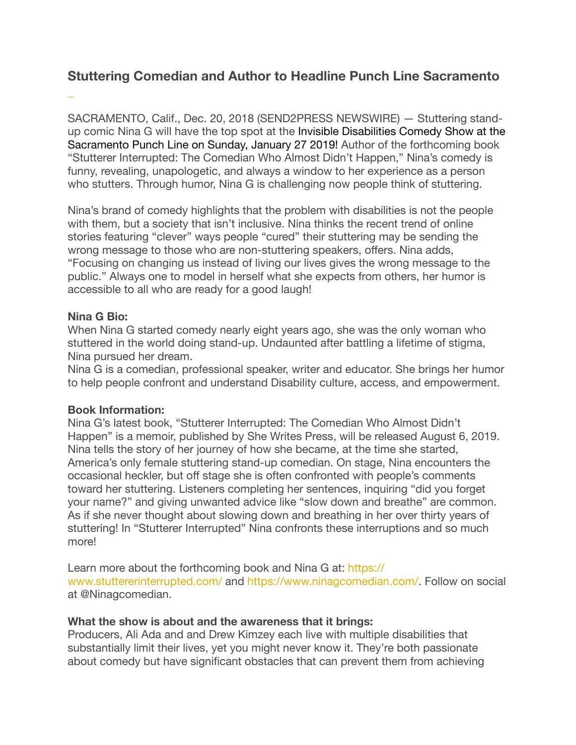## Stuttering Comedian and Author to Headline Punch Line Sacramento

SACRAMENTO, Calif., Dec. 20, 2018 (SEND2PRESS NEWSWIRE) — Stuttering stand-up comic Nina G will have the top spot at the Invisible Disabilities Comedy Show at the Sacramento Punch Line on Sunday, January 27 2019! Author of the forthcoming book "Stutterer Interrupted: The Comedian Who Almost Didn't Happen," Nina's comedy is funny, revealing, unapologetic, and always a window to her experience as a person who stutters. Through humor, Nina G is challenging now people think of stuttering.

Nina's brand of comedy highlights that the problem with disabilities is not the people with them, but a society that isn't inclusive. Nina thinks the recent trend of online stories featuring "clever" ways people "cured" their stuttering may be sending the wrong message to those who are non-stuttering speakers, offers. Nina adds, "Focusing on changing us instead of living our lives gives the wrong message to the public." Always one to model in herself what she expects from others, her humor is accessible to all who are ready for a good laugh!

**Nina G Bio:**
When Nina G started comedy nearly eight years ago, she was the only woman who stuttered in the world doing stand-up. Undaunted after battling a lifetime of stigma, Nina pursued her dream.
Nina G is a comedian, professional speaker, writer and educator. She brings her humor to help people confront and understand Disability culture, access, and empowerment.

**Book Information:**
Nina G's latest book, "Stutterer Interrupted: The Comedian Who Almost Didn't Happen" is a memoir, published by She Writes Press, will be released August 6, 2019. Nina tells the story of her journey of how she became, at the time she started, America's only female stuttering stand-up comedian. On stage, Nina encounters the occasional heckler, but off stage she is often confronted with people's comments toward her stuttering. Listeners completing her sentences, inquiring "did you forget your name?" and giving unwanted advice like "slow down and breathe" are common. As if she never thought about slowing down and breathing in her over thirty years of stuttering! In "Stutterer Interrupted" Nina confronts these interruptions and so much more!

Learn more about the forthcoming book and Nina G at: https://www.stuttererinterrupted.com/ and https://www.ninagcomedian.com/. Follow on social at @Ninagcomedian.

**What the show is about and the awareness that it brings:**
Producers, Ali Ada and and Drew Kimzey each live with multiple disabilities that substantially limit their lives, yet you might never know it. They're both passionate about comedy but have significant obstacles that can prevent them from achieving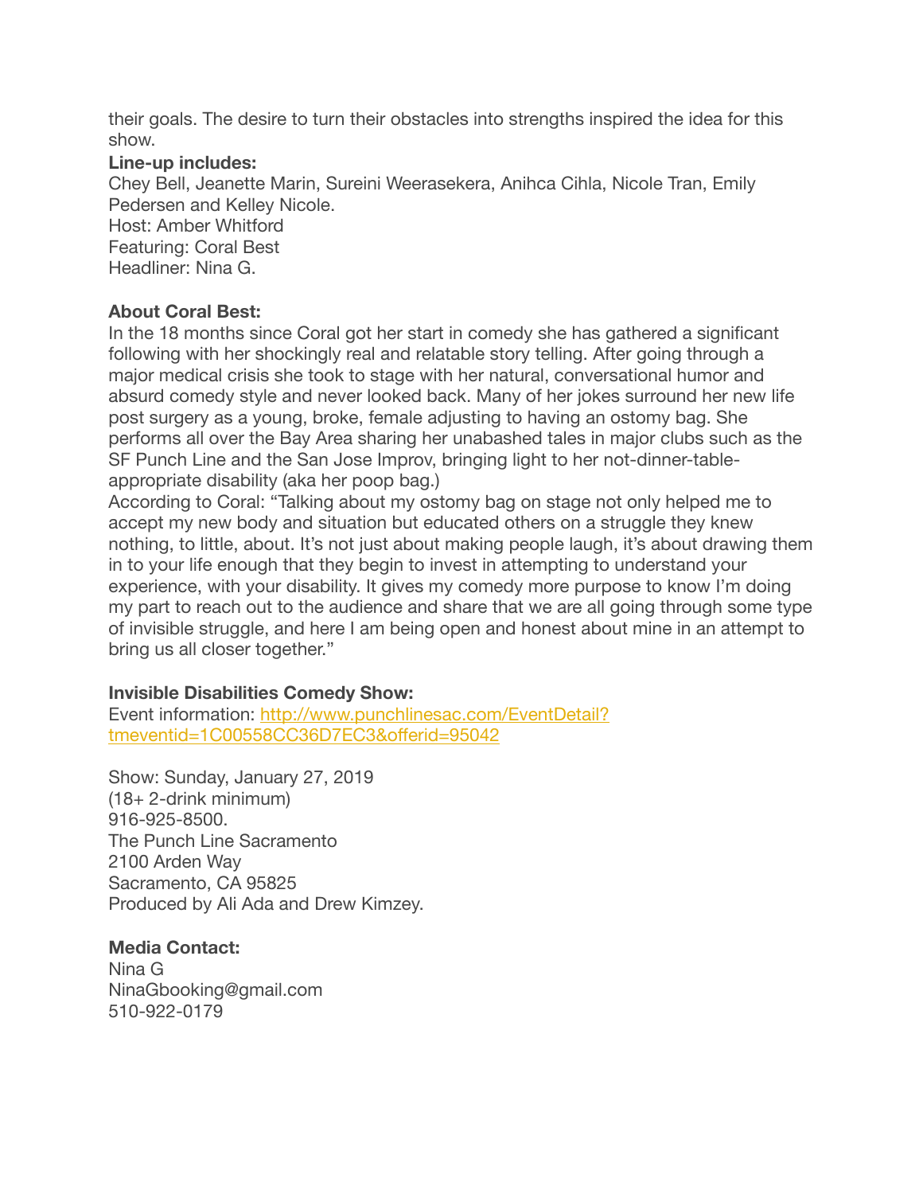their goals. The desire to turn their obstacles into strengths inspired the idea for this show.

**Line-up includes:**
Chey Bell, Jeanette Marin, Sureini Weerasekera, Anihca Cihla, Nicole Tran, Emily Pedersen and Kelley Nicole.
Host: Amber Whitford
Featuring: Coral Best
Headliner: Nina G.

**About Coral Best:**
In the 18 months since Coral got her start in comedy she has gathered a significant following with her shockingly real and relatable story telling. After going through a major medical crisis she took to stage with her natural, conversational humor and absurd comedy style and never looked back. Many of her jokes surround her new life post surgery as a young, broke, female adjusting to having an ostomy bag. She performs all over the Bay Area sharing her unabashed tales in major clubs such as the SF Punch Line and the San Jose Improv, bringing light to her not-dinner-table-appropriate disability (aka her poop bag.)
According to Coral: "Talking about my ostomy bag on stage not only helped me to accept my new body and situation but educated others on a struggle they knew nothing, to little, about. It's not just about making people laugh, it's about drawing them in to your life enough that they begin to invest in attempting to understand your experience, with your disability. It gives my comedy more purpose to know I'm doing my part to reach out to the audience and share that we are all going through some type of invisible struggle, and here I am being open and honest about mine in an attempt to bring us all closer together."

**Invisible Disabilities Comedy Show:**
Event information: http://www.punchlinesac.com/EventDetail?tmeventid=1C00558CC36D7EC3&offerid=95042

Show: Sunday, January 27, 2019
(18+ 2-drink minimum)
916-925-8500.
The Punch Line Sacramento
2100 Arden Way
Sacramento, CA 95825
Produced by Ali Ada and Drew Kimzey.

**Media Contact:**
Nina G
NinaGbooking@gmail.com
510-922-0179